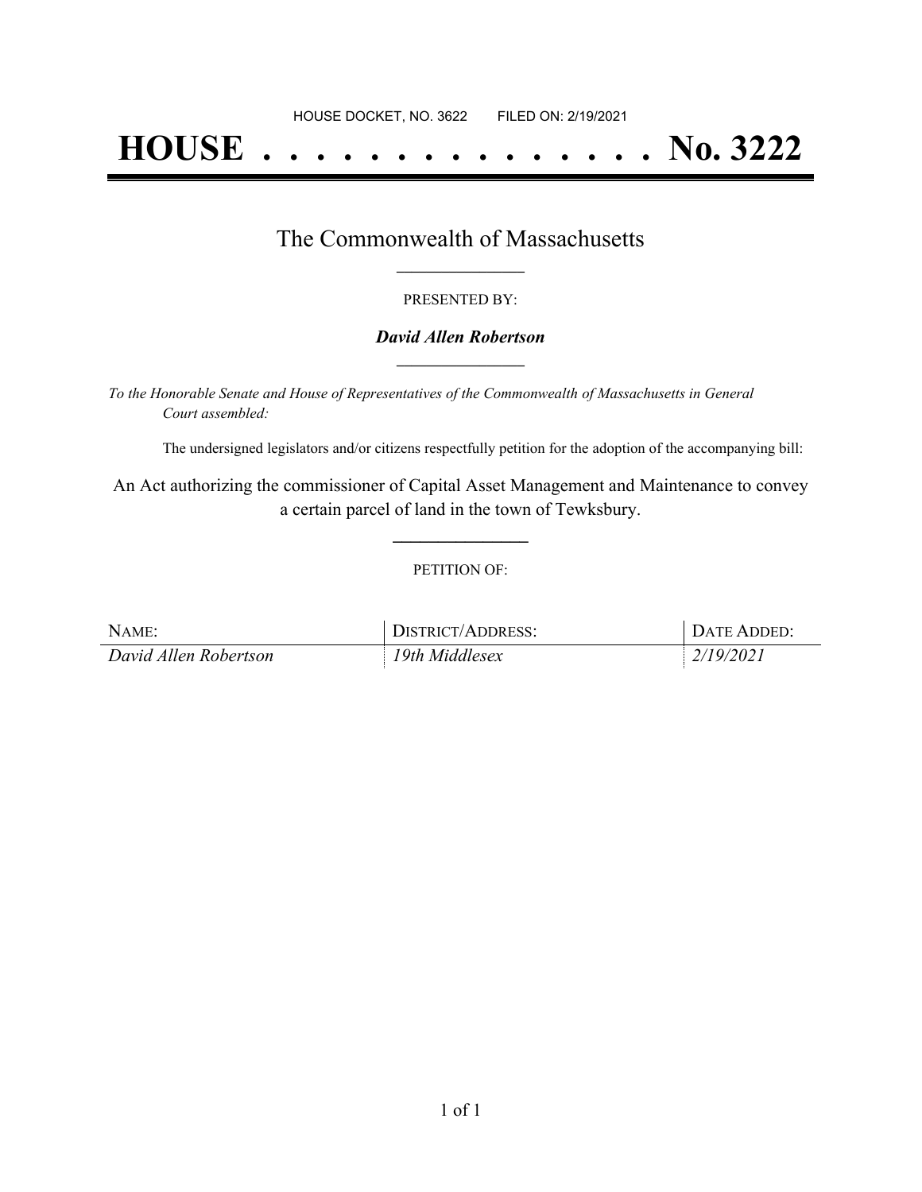HOUSE DOCKET, NO. 3622        FILED ON: 2/19/2021

# HOUSE . . . . . . . . . . . . . . . No. 3222

## The Commonwealth of Massachusetts

PRESENTED BY:

***David Allen Robertson***

*To the Honorable Senate and House of Representatives of the Commonwealth of Massachusetts in General Court assembled:*

The undersigned legislators and/or citizens respectfully petition for the adoption of the accompanying bill:

An Act authorizing the commissioner of Capital Asset Management and Maintenance to convey a certain parcel of land in the town of Tewksbury.

PETITION OF:

| Name: | District/Address: | Date Added: |
| --- | --- | --- |
| *David Allen Robertson* | *19th Middlesex* | *2/19/2021* |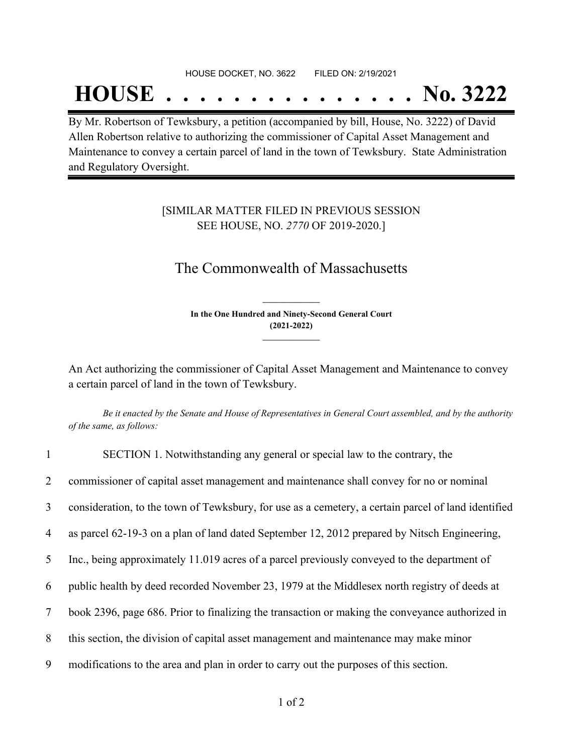HOUSE DOCKET, NO. 3622 FILED ON: 2/19/2021

# HOUSE . . . . . . . . . . . . . . . No. 3222

By Mr. Robertson of Tewksbury, a petition (accompanied by bill, House, No. 3222) of David Allen Robertson relative to authorizing the commissioner of Capital Asset Management and Maintenance to convey a certain parcel of land in the town of Tewksbury. State Administration and Regulatory Oversight.

[SIMILAR MATTER FILED IN PREVIOUS SESSION SEE HOUSE, NO. *2770* OF 2019-2020.]

## The Commonwealth of Massachusetts

**In the One Hundred and Ninety-Second General Court (2021-2022)**

An Act authorizing the commissioner of Capital Asset Management and Maintenance to convey a certain parcel of land in the town of Tewksbury.

*Be it enacted by the Senate and House of Representatives in General Court assembled, and by the authority of the same, as follows:*

1 SECTION 1. Notwithstanding any general or special law to the contrary, the
2 commissioner of capital asset management and maintenance shall convey for no or nominal
3 consideration, to the town of Tewksbury, for use as a cemetery, a certain parcel of land identified
4 as parcel 62-19-3 on a plan of land dated September 12, 2012 prepared by Nitsch Engineering,
5 Inc., being approximately 11.019 acres of a parcel previously conveyed to the department of
6 public health by deed recorded November 23, 1979 at the Middlesex north registry of deeds at
7 book 2396, page 686. Prior to finalizing the transaction or making the conveyance authorized in
8 this section, the division of capital asset management and maintenance may make minor
9 modifications to the area and plan in order to carry out the purposes of this section.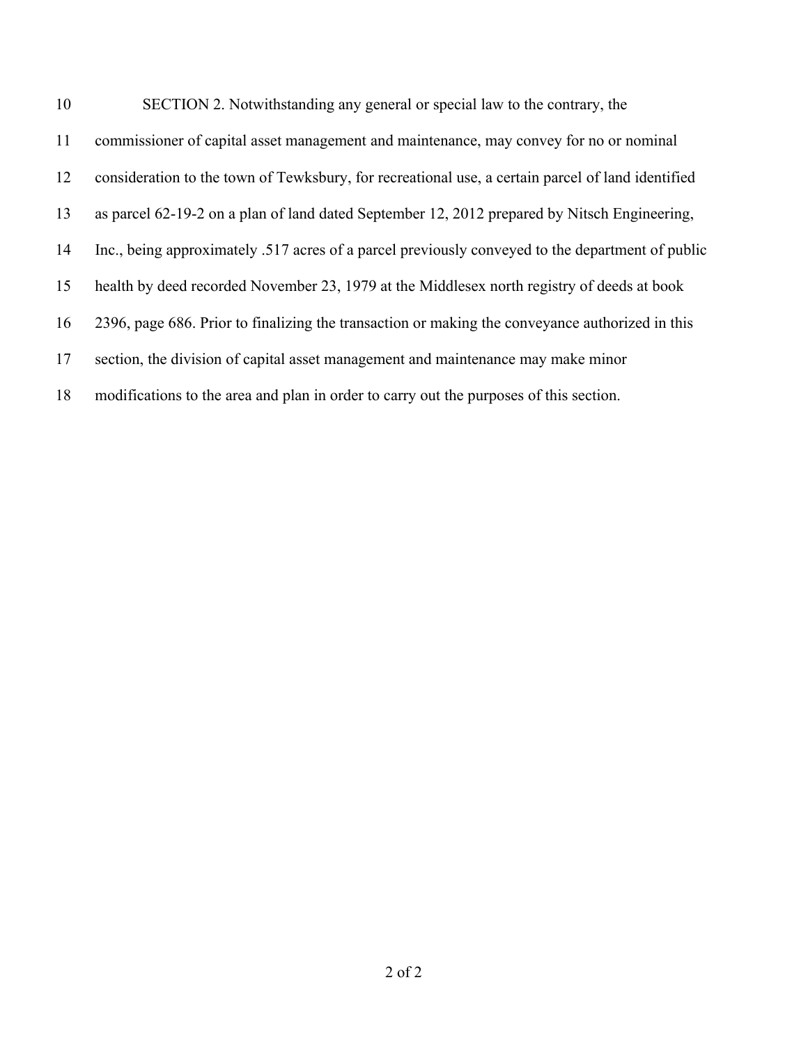SECTION 2. Notwithstanding any general or special law to the contrary, the commissioner of capital asset management and maintenance, may convey for no or nominal consideration to the town of Tewksbury, for recreational use, a certain parcel of land identified as parcel 62-19-2 on a plan of land dated September 12, 2012 prepared by Nitsch Engineering, Inc., being approximately .517 acres of a parcel previously conveyed to the department of public health by deed recorded November 23, 1979 at the Middlesex north registry of deeds at book 2396, page 686. Prior to finalizing the transaction or making the conveyance authorized in this section, the division of capital asset management and maintenance may make minor modifications to the area and plan in order to carry out the purposes of this section.